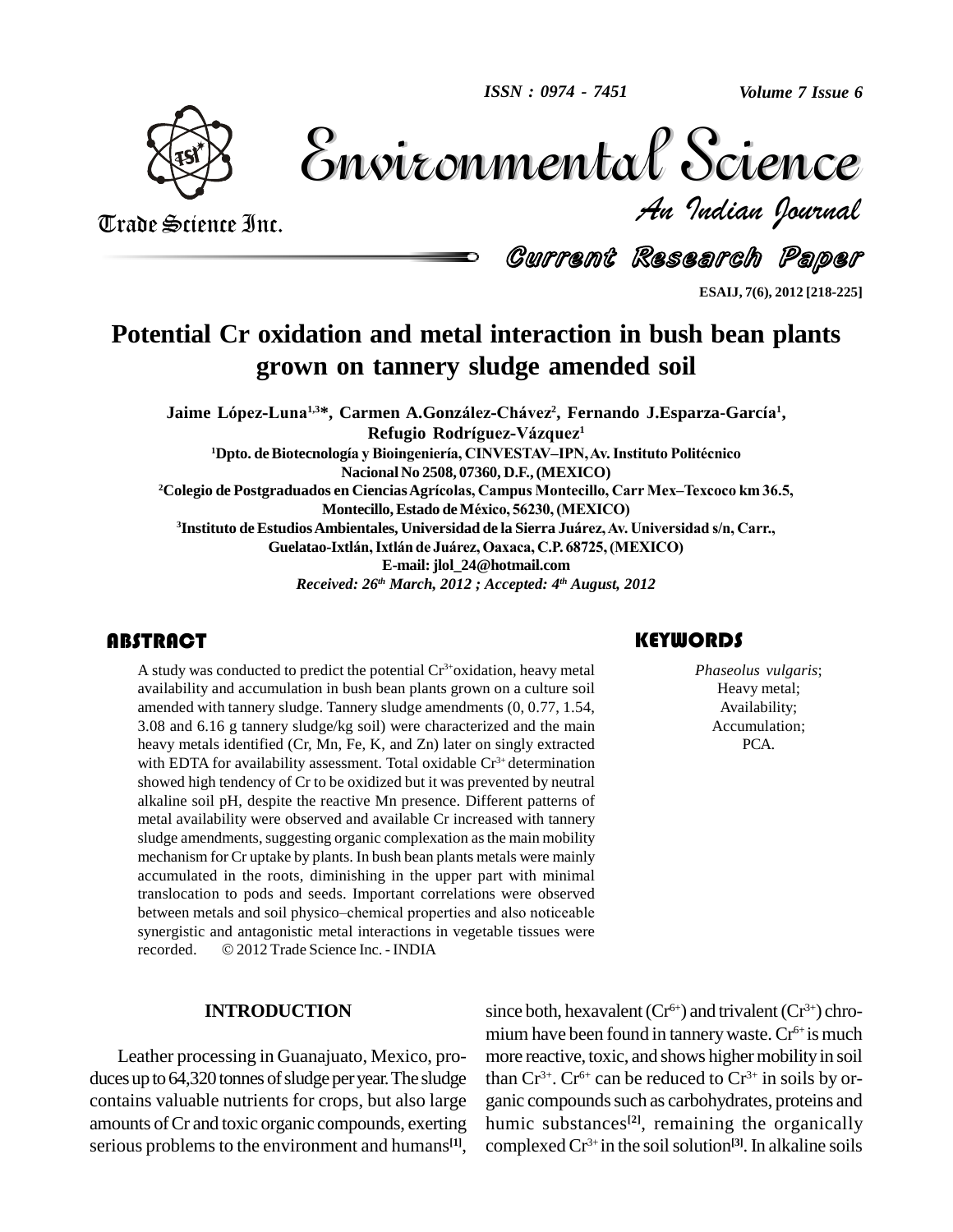# Potential Cr oxidation and metal interaction in bush bean plants grown on tannery sludge amended soil

**Jaime López-Luna[1,3]*, Carmen A.González-Chávez[2], Fernando J.Esparza-García[1], Refugio Rodríguez-Vázquez[1]**

[1]Dpto. de Biotecnología y Bioingeniería, CINVESTAV–IPN, Av. Instituto Politécnico Nacional No 2508, 07360, D.F., (MEXICO)

[2]Colegio de Postgraduados en Ciencias Agrícolas, Campus Montecillo, Carr Mex–Texcoco km 36.5, Montecillo, Estado de México, 56230, (MEXICO)

[3]Instituto de Estudios Ambientales, Universidad de la Sierra Juárez, Av. Universidad s/n, Carr., Guelatao-Ixtlán, Ixtlán de Juárez, Oaxaca, C.P. 68725, (MEXICO)

E-mail: jlol_24@hotmail.com

*Received: 26th March, 2012 ; Accepted: 4th August, 2012*

## ABSTRACT

A study was conducted to predict the potential $Cr^{3+}$ oxidation, heavy metal availability and accumulation in bush bean plants grown on a culture soil amended with tannery sludge. Tannery sludge amendments (0, 0.77, 1.54, 3.08 and 6.16 g tannery sludge/kg soil) were characterized and the main heavy metals identified (Cr, Mn, Fe, K, and Zn) later on singly extracted with EDTA for availability assessment. Total oxidable $Cr^{3+}$ determination showed high tendency of Cr to be oxidized but it was prevented by neutral alkaline soil pH, despite the reactive Mn presence. Different patterns of metal availability were observed and available Cr increased with tannery sludge amendments, suggesting organic complexation as the main mobility mechanism for Cr uptake by plants. In bush bean plants metals were mainly accumulated in the roots, diminishing in the upper part with minimal translocation to pods and seeds. Important correlations were observed between metals and soil physico–chemical properties and also noticeable synergistic and antagonistic metal interactions in vegetable tissues were recorded. © 2012 Trade Science Inc. - INDIA

## KEYWORDS

*Phaseolus vulgaris*; Heavy metal; Availability; Accumulation; PCA.

## INTRODUCTION

Leather processing in Guanajuato, Mexico, produces up to 64,320 tonnes of sludge per year. The sludge contains valuable nutrients for crops, but also large amounts of Cr and toxic organic compounds, exerting serious problems to the environment and humans[1], since both, hexavalent ($Cr^{6+}$) and trivalent ($Cr^{3+}$) chromium have been found in tannery waste. $Cr^{6+}$ is much more reactive, toxic, and shows higher mobility in soil than $Cr^{3+}$. $Cr^{6+}$ can be reduced to $Cr^{3+}$ in soils by organic compounds such as carbohydrates, proteins and humic substances[2], remaining the organically complexed $Cr^{3+}$ in the soil solution[3]. In alkaline soils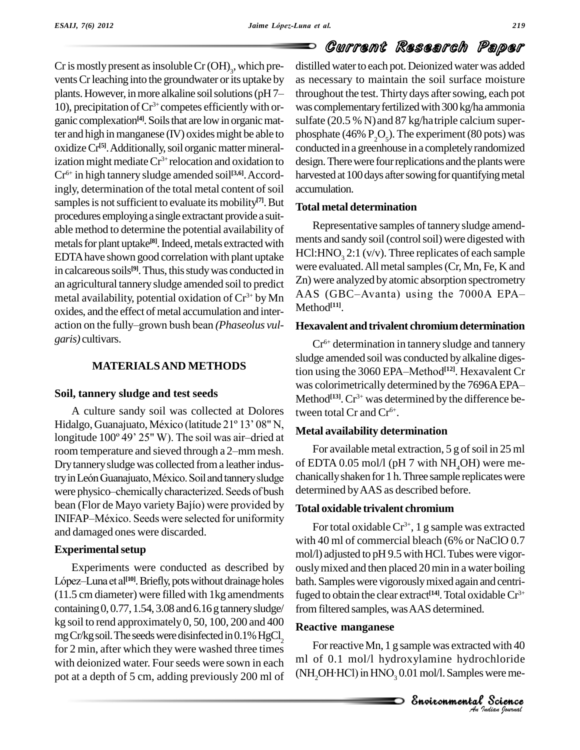Cr is mostly present as insoluble $Cr(OH)_3$, which prevents Cr leaching into the groundwater or its uptake by plants. However, in more alkaline soil solutions (pH 7–10), precipitation of $Cr^{3+}$ competes efficiently with organic complexation[4]. Soils that are low in organic matter and high in manganese (IV) oxides might be able to oxidize Cr[5]. Additionally, soil organic matter mineralization might mediate $Cr^{3+}$ relocation and oxidation to $Cr^{6+}$ in high tannery sludge amended soil[3,6]. Accordingly, determination of the total metal content of soil samples is not sufficient to evaluate its mobility[7]. But procedures employing a single extractant provide a suitable method to determine the potential availability of metals for plant uptake[8]. Indeed, metals extracted with EDTA have shown good correlation with plant uptake in calcareous soils[9]. Thus, this study was conducted in an agricultural tannery sludge amended soil to predict metal availability, potential oxidation of $Cr^{3+}$ by Mn oxides, and the effect of metal accumulation and interaction on the fully–grown bush bean *(Phaseolus vulgaris)* cultivars.

## MATERIALS AND METHODS

### Soil, tannery sludge and test seeds

A culture sandy soil was collected at Dolores Hidalgo, Guanajuato, México (latitude 21º 13' 08" N, longitude 100º 49' 25" W). The soil was air–dried at room temperature and sieved through a 2–mm mesh. Dry tannery sludge was collected from a leather industry in León Guanajuato, México. Soil and tannery sludge were physico–chemically characterized. Seeds of bush bean (Flor de Mayo variety Bajío) were provided by INIFAP–México. Seeds were selected for uniformity and damaged ones were discarded.

### Experimental setup

Experiments were conducted as described by López–Luna et al[10]. Briefly, pots without drainage holes (11.5 cm diameter) were filled with 1kg amendments containing 0, 0.77, 1.54, 3.08 and 6.16 g tannery sludge/kg soil to rend approximately 0, 50, 100, 200 and 400 mg Cr/kg soil. The seeds were disinfected in 0.1% $HgCl_2$ for 2 min, after which they were washed three times with deionized water. Four seeds were sown in each pot at a depth of 5 cm, adding previously 200 ml of distilled water to each pot. Deionized water was added as necessary to maintain the soil surface moisture throughout the test. Thirty days after sowing, each pot was complementary fertilized with 300 kg/ha ammonia sulfate (20.5 % N) and 87 kg/ha triple calcium superphosphate (46% $P_2O_5$). The experiment (80 pots) was conducted in a greenhouse in a completely randomized design. There were four replications and the plants were harvested at 100 days after sowing for quantifying metal accumulation.

### Total metal determination

Representative samples of tannery sludge amendments and sandy soil (control soil) were digested with HCl:$HNO_3$ 2:1 (v/v). Three replicates of each sample were evaluated. All metal samples (Cr, Mn, Fe, K and Zn) were analyzed by atomic absorption spectrometry AAS (GBC–Avanta) using the 7000A EPA–Method[11].

### Hexavalent and trivalent chromium determination

$Cr^{6+}$ determination in tannery sludge and tannery sludge amended soil was conducted by alkaline digestion using the 3060 EPA–Method[12]. Hexavalent Cr was colorimetrically determined by the 7696A EPA–Method[13]. $Cr^{3+}$ was determined by the difference between total Cr and $Cr^{6+}$.

### Metal availability determination

For available metal extraction, 5 g of soil in 25 ml of EDTA 0.05 mol/l (pH 7 with $NH_4OH$) were mechanically shaken for 1 h. Three sample replicates were determined by AAS as described before.

### Total oxidable trivalent chromium

For total oxidable $Cr^{3+}$, 1 g sample was extracted with 40 ml of commercial bleach (6% or NaClO 0.7 mol/l) adjusted to pH 9.5 with HCl. Tubes were vigorously mixed and then placed 20 min in a water boiling bath. Samples were vigorously mixed again and centrifuged to obtain the clear extract[14]. Total oxidable $Cr^{3+}$ from filtered samples, was AAS determined.

### Reactive manganese

For reactive Mn, 1 g sample was extracted with 40 ml of 0.1 mol/l hydroxylamine hydrochloride ($NH_2OH{\cdot}HCl$) in $HNO_3$ 0.01 mol/l. Samples were me-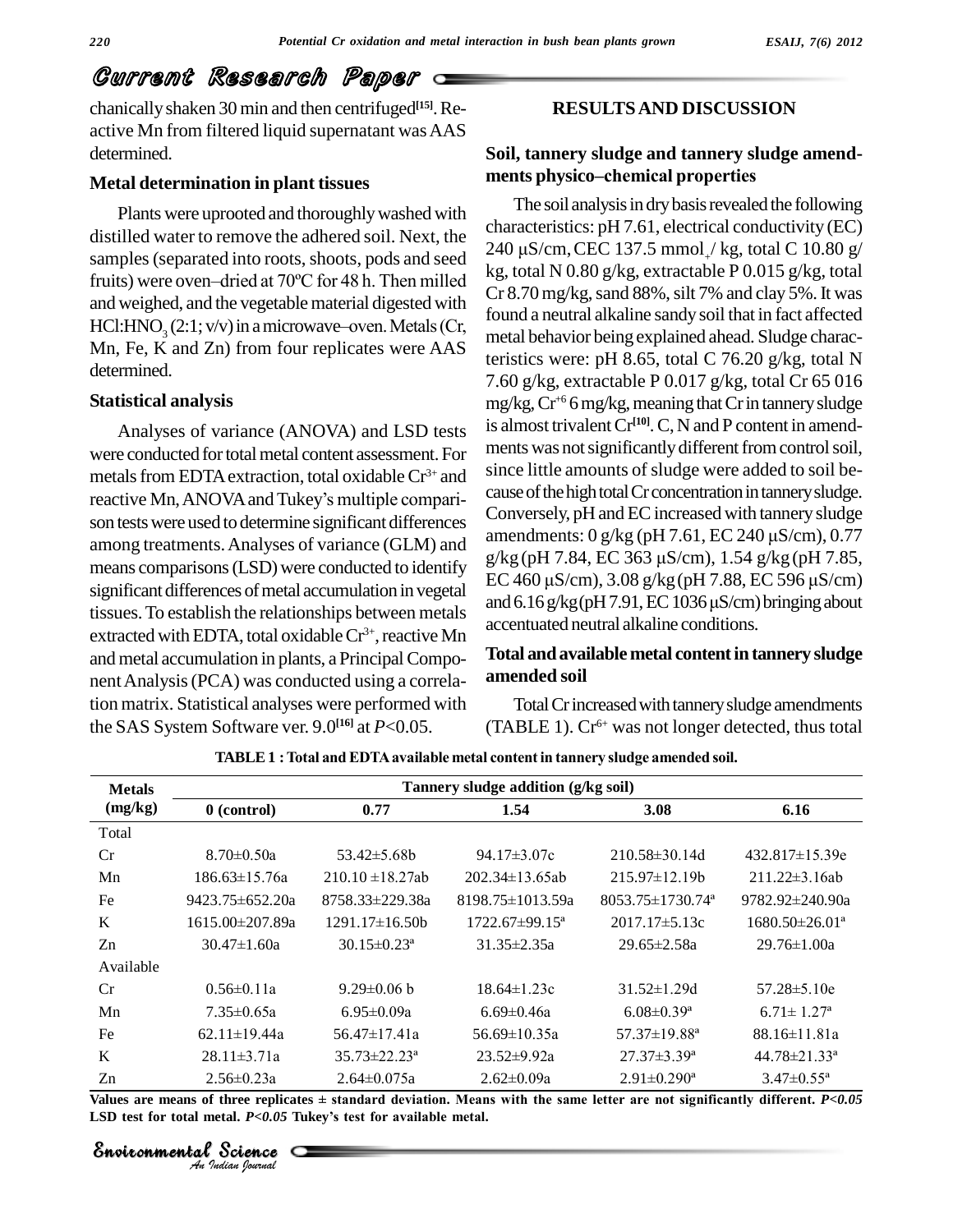chanically shaken 30 min and then centrifuged[15]. Reactive Mn from filtered liquid supernatant was AAS determined.

### Metal determination in plant tissues

Plants were uprooted and thoroughly washed with distilled water to remove the adhered soil. Next, the samples (separated into roots, shoots, pods and seed fruits) were oven–dried at 70ºC for 48 h. Then milled and weighed, and the vegetable material digested with $HCl:HNO_3$ (2:1; v/v) in a microwave–oven. Metals (Cr, Mn, Fe, K and Zn) from four replicates were AAS determined.

### Statistical analysis

Analyses of variance (ANOVA) and LSD tests were conducted for total metal content assessment. For metals from EDTA extraction, total oxidable $Cr^{3+}$ and reactive Mn, ANOVA and Tukey's multiple comparison tests were used to determine significant differences among treatments. Analyses of variance (GLM) and means comparisons (LSD) were conducted to identify significant differences of metal accumulation in vegetal tissues. To establish the relationships between metals extracted with EDTA, total oxidable $Cr^{3+}$, reactive Mn and metal accumulation in plants, a Principal Component Analysis (PCA) was conducted using a correlation matrix. Statistical analyses were performed with the SAS System Software ver. 9.0[16] at $P<0.05$.

## RESULTS AND DISCUSSION

### Soil, tannery sludge and tannery sludge amendments physico–chemical properties

The soil analysis in dry basis revealed the following characteristics: pH 7.61, electrical conductivity (EC) 240 μS/cm, CEC 137.5 $mmol_+$/ kg, total C 10.80 g/kg, total N 0.80 g/kg, extractable P 0.015 g/kg, total Cr 8.70 mg/kg, sand 88%, silt 7% and clay 5%. It was found a neutral alkaline sandy soil that in fact affected metal behavior being explained ahead. Sludge characteristics were: pH 8.65, total C 76.20 g/kg, total N 7.60 g/kg, extractable P 0.017 g/kg, total Cr 65 016 mg/kg, $Cr^{+6}$ 6 mg/kg, meaning that Cr in tannery sludge is almost trivalent Cr[10]. C, N and P content in amendments was not significantly different from control soil, since little amounts of sludge were added to soil because of the high total Cr concentration in tannery sludge. Conversely, pH and EC increased with tannery sludge amendments: 0 g/kg (pH 7.61, EC 240 μS/cm), 0.77 g/kg (pH 7.84, EC 363 μS/cm), 1.54 g/kg (pH 7.85, EC 460 μS/cm), 3.08 g/kg (pH 7.88, EC 596 μS/cm) and 6.16 g/kg (pH 7.91, EC 1036 μS/cm) bringing about accentuated neutral alkaline conditions.

### Total and available metal content in tannery sludge amended soil

Total Cr increased with tannery sludge amendments (TABLE 1). $Cr^{6+}$ was not longer detected, thus total

**TABLE 1 : Total and EDTA available metal content in tannery sludge amended soil.**

| Metals (mg/kg) | Tannery sludge addition (g/kg soil) | | | | |
|---|---|---|---|---|---|
| | 0 (control) | 0.77 | 1.54 | 3.08 | 6.16 |
| Total | | | | | |
| Cr | 8.70±0.50a | 53.42±5.68b | 94.17±3.07c | 210.58±30.14d | 432.817±15.39e |
| Mn | 186.63±15.76a | 210.10 ±18.27ab | 202.34±13.65ab | 215.97±12.19b | 211.22±3.16ab |
| Fe | 9423.75±652.20a | 8758.33±229.38a | 8198.75±1013.59a | 8053.75±1730.74a | 9782.92±240.90a |
| K | 1615.00±207.89a | 1291.17±16.50b | 1722.67±99.15a | 2017.17±5.13c | 1680.50±26.01a |
| Zn | 30.47±1.60a | 30.15±0.23a | 31.35±2.35a | 29.65±2.58a | 29.76±1.00a |
| Available | | | | | |
| Cr | 0.56±0.11a | 9.29±0.06 b | 18.64±1.23c | 31.52±1.29d | 57.28±5.10e |
| Mn | 7.35±0.65a | 6.95±0.09a | 6.69±0.46a | 6.08±0.39a | 6.71± 1.27a |
| Fe | 62.11±19.44a | 56.47±17.41a | 56.69±10.35a | 57.37±19.88a | 88.16±11.81a |
| K | 28.11±3.71a | 35.73±22.23a | 23.52±9.92a | 27.37±3.39a | 44.78±21.33a |
| Zn | 2.56±0.23a | 2.64±0.075a | 2.62±0.09a | 2.91±0.290a | 3.47±0.55a |

**Values are means of three replicates ± standard deviation. Means with the same letter are not significantly different. *P<0.05* LSD test for total metal. *P<0.05* Tukey's test for available metal.**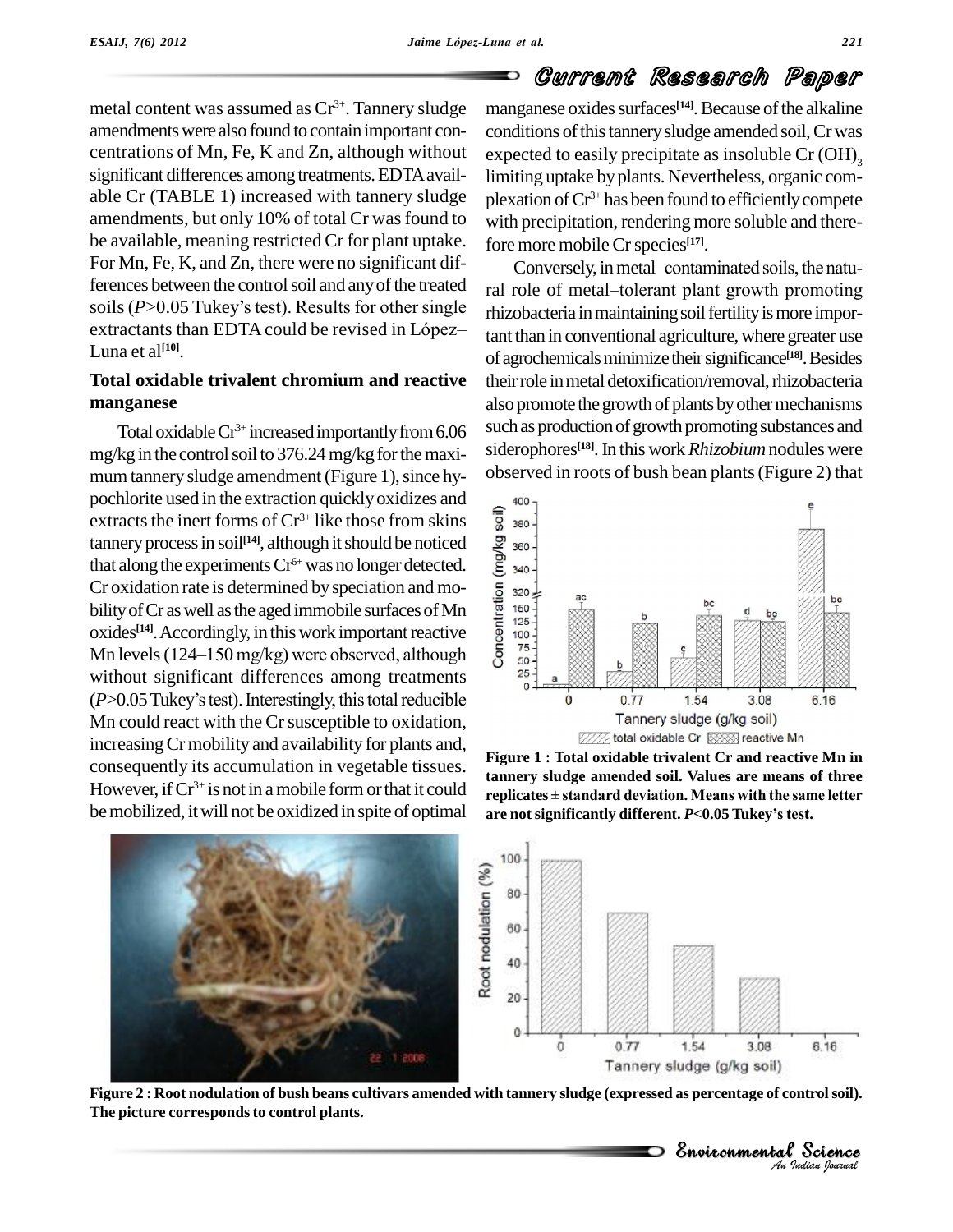metal content was assumed as $Cr^{3+}$. Tannery sludge amendments were also found to contain important concentrations of Mn, Fe, K and Zn, although without significant differences among treatments. EDTA available Cr (TABLE 1) increased with tannery sludge amendments, but only 10% of total Cr was found to be available, meaning restricted Cr for plant uptake. For Mn, Fe, K, and Zn, there were no significant differences between the control soil and any of the treated soils ($P>0.05$ Tukey's test). Results for other single extractants than EDTA could be revised in López–Luna et al[10].

## Total oxidable trivalent chromium and reactive manganese

Total oxidable $Cr^{3+}$ increased importantly from 6.06 mg/kg in the control soil to 376.24 mg/kg for the maximum tannery sludge amendment (Figure 1), since hypochlorite used in the extraction quickly oxidizes and extracts the inert forms of $Cr^{3+}$ like those from skins tannery process in soil[14], although it should be noticed that along the experiments $Cr^{6+}$ was no longer detected. Cr oxidation rate is determined by speciation and mobility of Cr as well as the aged immobile surfaces of Mn oxides[14]. Accordingly, in this work important reactive Mn levels (124–150 mg/kg) were observed, although without significant differences among treatments ($P>0.05$ Tukey's test). Interestingly, this total reducible Mn could react with the Cr susceptible to oxidation, increasing Cr mobility and availability for plants and, consequently its accumulation in vegetable tissues. However, if $Cr^{3+}$ is not in a mobile form or that it could be mobilized, it will not be oxidized in spite of optimal manganese oxides surfaces[14]. Because of the alkaline conditions of this tannery sludge amended soil, Cr was expected to easily precipitate as insoluble $Cr(OH)_3$ limiting uptake by plants. Nevertheless, organic complexation of $Cr^{3+}$ has been found to efficiently compete with precipitation, rendering more soluble and therefore more mobile Cr species[17].

Conversely, in metal–contaminated soils, the natural role of metal–tolerant plant growth promoting rhizobacteria in maintaining soil fertility is more important than in conventional agriculture, where greater use of agrochemicals minimize their significance[18]. Besides their role in metal detoxification/removal, rhizobacteria also promote the growth of plants by other mechanisms such as production of growth promoting substances and siderophores[18]. In this work *Rhizobium* nodules were observed in roots of bush bean plants (Figure 2) that

**Figure 1 : Total oxidable trivalent Cr and reactive Mn in tannery sludge amended soil. Values are means of three replicates ± standard deviation. Means with the same letter are not significantly different. $P<0.05$ Tukey's test.**

**Figure 2 : Root nodulation of bush beans cultivars amended with tannery sludge (expressed as percentage of control soil). The picture corresponds to control plants.**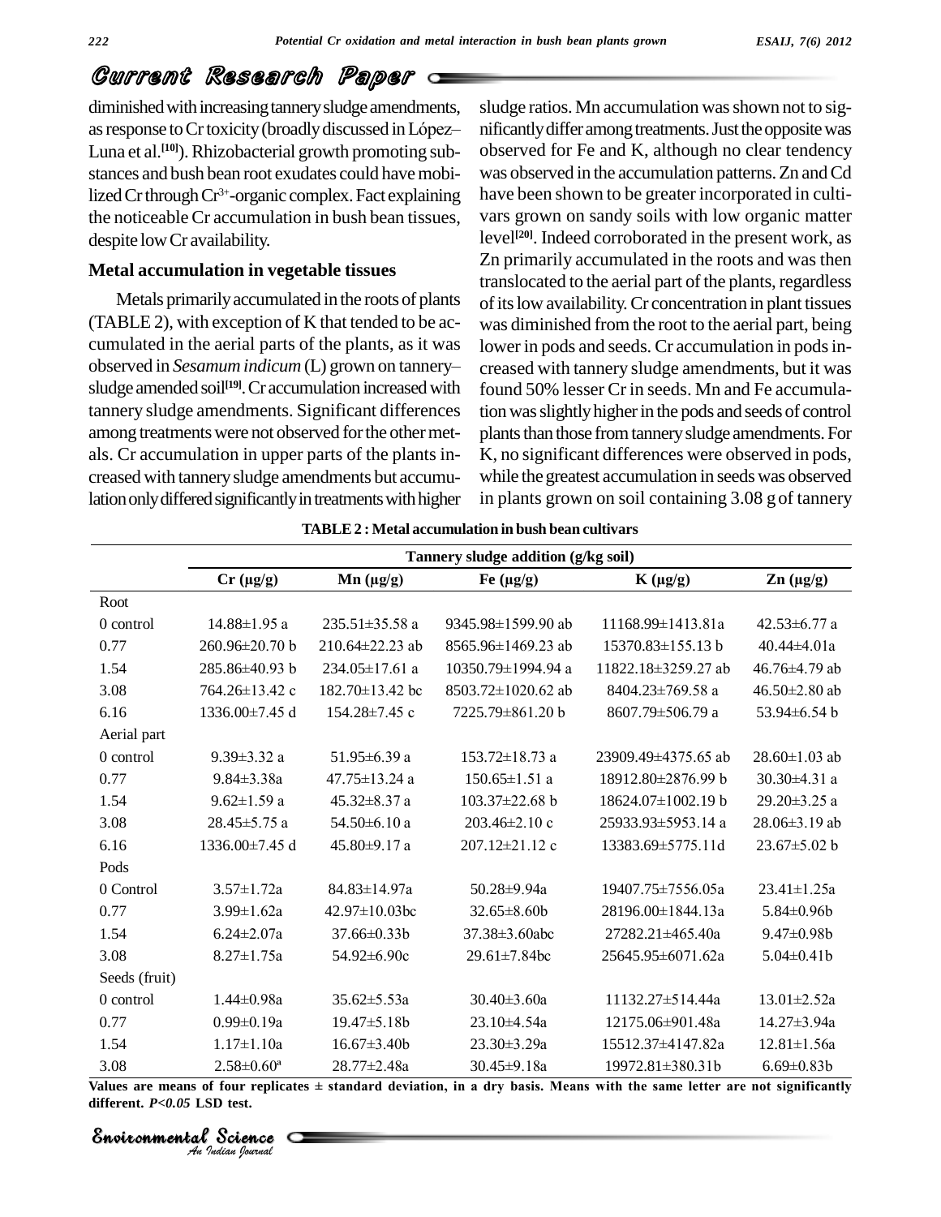diminished with increasing tannery sludge amendments, as response to Cr toxicity (broadly discussed in López–Luna et al.[10]). Rhizobacterial growth promoting substances and bush bean root exudates could have mobilized Cr through $Cr^{3+}$-organic complex. Fact explaining the noticeable Cr accumulation in bush bean tissues, despite low Cr availability.

### Metal accumulation in vegetable tissues

Metals primarily accumulated in the roots of plants (TABLE 2), with exception of K that tended to be accumulated in the aerial parts of the plants, as it was observed in *Sesamum indicum* (L) grown on tannery–sludge amended soil[19]. Cr accumulation increased with tannery sludge amendments. Significant differences among treatments were not observed for the other metals. Cr accumulation in upper parts of the plants increased with tannery sludge amendments but accumulation only differed significantly in treatments with higher sludge ratios. Mn accumulation was shown not to significantly differ among treatments. Just the opposite was observed for Fe and K, although no clear tendency was observed in the accumulation patterns. Zn and Cd have been shown to be greater incorporated in cultivars grown on sandy soils with low organic matter level[20]. Indeed corroborated in the present work, as Zn primarily accumulated in the roots and was then translocated to the aerial part of the plants, regardless of its low availability. Cr concentration in plant tissues was diminished from the root to the aerial part, being lower in pods and seeds. Cr accumulation in pods increased with tannery sludge amendments, but it was found 50% lesser Cr in seeds. Mn and Fe accumulation was slightly higher in the pods and seeds of control plants than those from tannery sludge amendments. For K, no significant differences were observed in pods, while the greatest accumulation in seeds was observed in plants grown on soil containing 3.08 g of tannery

**TABLE 2 : Metal accumulation in bush bean cultivars**

| | Tannery sludge addition (g/kg soil) | | | | |
|---|---|---|---|---|---|
| | Cr (μg/g) | Mn (μg/g) | Fe (μg/g) | K (μg/g) | Zn (μg/g) |
| Root | | | | | |
| 0 control | 14.88±1.95 a | 235.51±35.58 a | 9345.98±1599.90 ab | 11168.99±1413.81a | 42.53±6.77 a |
| 0.77 | 260.96±20.70 b | 210.64±22.23 ab | 8565.96±1469.23 ab | 15370.83±155.13 b | 40.44±4.01a |
| 1.54 | 285.86±40.93 b | 234.05±17.61 a | 10350.79±1994.94 a | 11822.18±3259.27 ab | 46.76±4.79 ab |
| 3.08 | 764.26±13.42 c | 182.70±13.42 bc | 8503.72±1020.62 ab | 8404.23±769.58 a | 46.50±2.80 ab |
| 6.16 | 1336.00±7.45 d | 154.28±7.45 c | 7225.79±861.20 b | 8607.79±506.79 a | 53.94±6.54 b |
| Aerial part | | | | | |
| 0 control | 9.39±3.32 a | 51.95±6.39 a | 153.72±18.73 a | 23909.49±4375.65 ab | 28.60±1.03 ab |
| 0.77 | 9.84±3.38a | 47.75±13.24 a | 150.65±1.51 a | 18912.80±2876.99 b | 30.30±4.31 a |
| 1.54 | 9.62±1.59 a | 45.32±8.37 a | 103.37±22.68 b | 18624.07±1002.19 b | 29.20±3.25 a |
| 3.08 | 28.45±5.75 a | 54.50±6.10 a | 203.46±2.10 c | 25933.93±5953.14 a | 28.06±3.19 ab |
| 6.16 | 1336.00±7.45 d | 45.80±9.17 a | 207.12±21.12 c | 13383.69±5775.11d | 23.67±5.02 b |
| Pods | | | | | |
| 0 Control | 3.57±1.72a | 84.83±14.97a | 50.28±9.94a | 19407.75±7556.05a | 23.41±1.25a |
| 0.77 | 3.99±1.62a | 42.97±10.03bc | 32.65±8.60b | 28196.00±1844.13a | 5.84±0.96b |
| 1.54 | 6.24±2.07a | 37.66±0.33b | 37.38±3.60abc | 27282.21±465.40a | 9.47±0.98b |
| 3.08 | 8.27±1.75a | 54.92±6.90c | 29.61±7.84bc | 25645.95±6071.62a | 5.04±0.41b |
| Seeds (fruit) | | | | | |
| 0 control | 1.44±0.98a | 35.62±5.53a | 30.40±3.60a | 11132.27±514.44a | 13.01±2.52a |
| 0.77 | 0.99±0.19a | 19.47±5.18b | 23.10±4.54a | 12175.06±901.48a | 14.27±3.94a |
| 1.54 | 1.17±1.10a | 16.67±3.40b | 23.30±3.29a | 15512.37±4147.82a | 12.81±1.56a |
| 3.08 | 2.58±0.60[a] | 28.77±2.48a | 30.45±9.18a | 19972.81±380.31b | 6.69±0.83b |

**Values are means of four replicates ± standard deviation, in a dry basis. Means with the same letter are not significantly different. *P<0.05* LSD test.**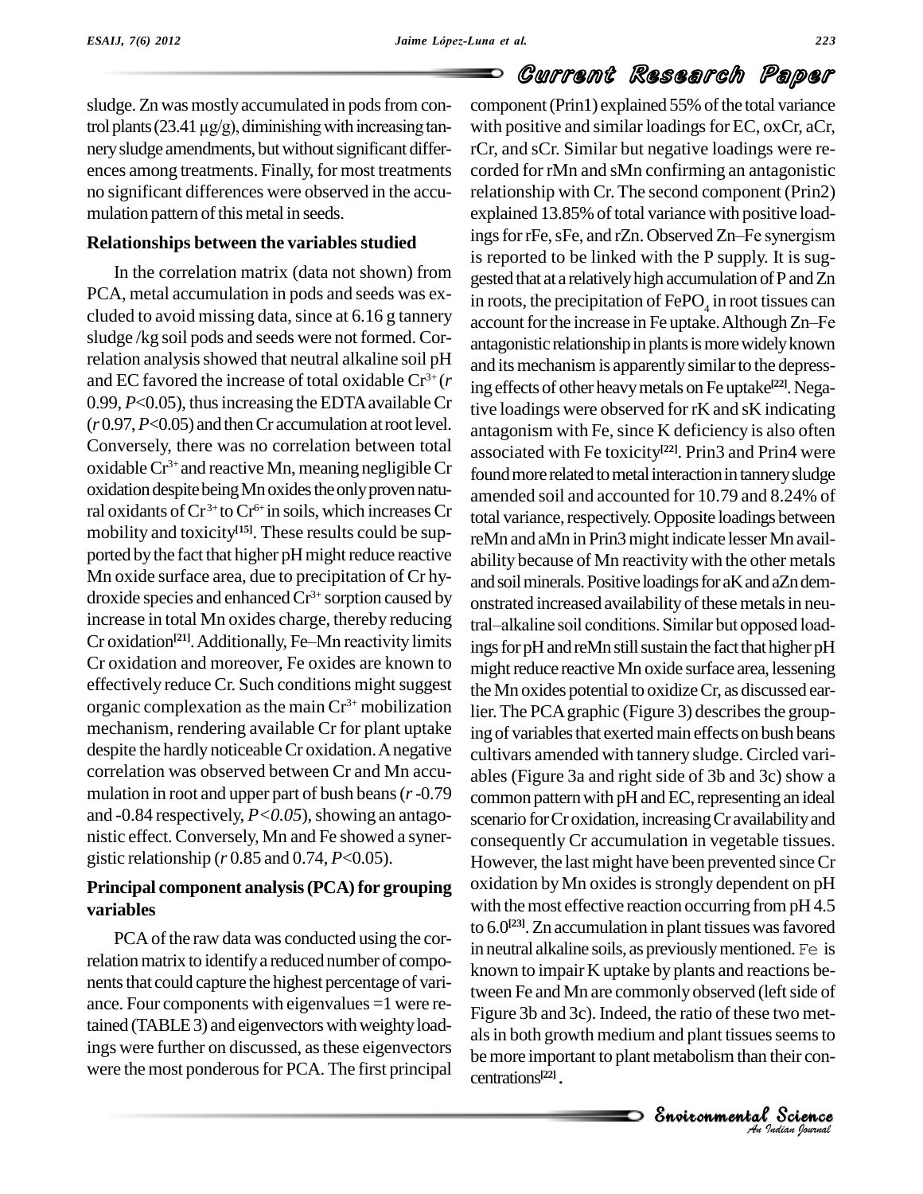sludge. Zn was mostly accumulated in pods from control plants (23.41 μg/g), diminishing with increasing tannery sludge amendments, but without significant differences among treatments. Finally, for most treatments no significant differences were observed in the accumulation pattern of this metal in seeds.

## Relationships between the variables studied

In the correlation matrix (data not shown) from PCA, metal accumulation in pods and seeds was excluded to avoid missing data, since at 6.16 g tannery sludge /kg soil pods and seeds were not formed. Correlation analysis showed that neutral alkaline soil pH and EC favored the increase of total oxidable $Cr^{3+}$ (*r* 0.99, $P<0.05$), thus increasing the EDTA available Cr (*r* 0.97, $P<0.05$) and then Cr accumulation at root level. Conversely, there was no correlation between total oxidable $Cr^{3+}$ and reactive Mn, meaning negligible Cr oxidation despite being Mn oxides the only proven natural oxidants of $Cr^{3+}$ to $Cr^{6+}$ in soils, which increases Cr mobility and toxicity[15]. These results could be supported by the fact that higher pH might reduce reactive Mn oxide surface area, due to precipitation of Cr hydroxide species and enhanced $Cr^{3+}$ sorption caused by increase in total Mn oxides charge, thereby reducing Cr oxidation[21]. Additionally, Fe–Mn reactivity limits Cr oxidation and moreover, Fe oxides are known to effectively reduce Cr. Such conditions might suggest organic complexation as the main $Cr^{3+}$ mobilization mechanism, rendering available Cr for plant uptake despite the hardly noticeable Cr oxidation. A negative correlation was observed between Cr and Mn accumulation in root and upper part of bush beans (*r* -0.79 and -0.84 respectively, $P<0.05$), showing an antagonistic effect. Conversely, Mn and Fe showed a synergistic relationship (*r* 0.85 and 0.74, $P<0.05$).

## Principal component analysis (PCA) for grouping variables

PCA of the raw data was conducted using the correlation matrix to identify a reduced number of components that could capture the highest percentage of variance. Four components with eigenvalues =1 were retained (TABLE 3) and eigenvectors with weighty loadings were further on discussed, as these eigenvectors were the most ponderous for PCA. The first principal component (Prin1) explained 55% of the total variance with positive and similar loadings for EC, oxCr, aCr, rCr, and sCr. Similar but negative loadings were recorded for rMn and sMn confirming an antagonistic relationship with Cr. The second component (Prin2) explained 13.85% of total variance with positive loadings for rFe, sFe, and rZn. Observed Zn–Fe synergism is reported to be linked with the P supply. It is suggested that at a relatively high accumulation of P and Zn in roots, the precipitation of $FePO_4$ in root tissues can account for the increase in Fe uptake. Although Zn–Fe antagonistic relationship in plants is more widely known and its mechanism is apparently similar to the depressing effects of other heavy metals on Fe uptake[22]. Negative loadings were observed for rK and sK indicating antagonism with Fe, since K deficiency is also often associated with Fe toxicity[22]. Prin3 and Prin4 were found more related to metal interaction in tannery sludge amended soil and accounted for 10.79 and 8.24% of total variance, respectively. Opposite loadings between reMn and aMn in Prin3 might indicate lesser Mn availability because of Mn reactivity with the other metals and soil minerals. Positive loadings for aK and aZn demonstrated increased availability of these metals in neutral–alkaline soil conditions. Similar but opposed loadings for pH and reMn still sustain the fact that higher pH might reduce reactive Mn oxide surface area, lessening the Mn oxides potential to oxidize Cr, as discussed earlier. The PCA graphic (Figure 3) describes the grouping of variables that exerted main effects on bush beans cultivars amended with tannery sludge. Circled variables (Figure 3a and right side of 3b and 3c) show a common pattern with pH and EC, representing an ideal scenario for Cr oxidation, increasing Cr availability and consequently Cr accumulation in vegetable tissues. However, the last might have been prevented since Cr oxidation by Mn oxides is strongly dependent on pH with the most effective reaction occurring from pH 4.5 to 6.0[23]. Zn accumulation in plant tissues was favored in neutral alkaline soils, as previously mentioned. Fe is known to impair K uptake by plants and reactions between Fe and Mn are commonly observed (left side of Figure 3b and 3c). Indeed, the ratio of these two metals in both growth medium and plant tissues seems to be more important to plant metabolism than their concentrations[22].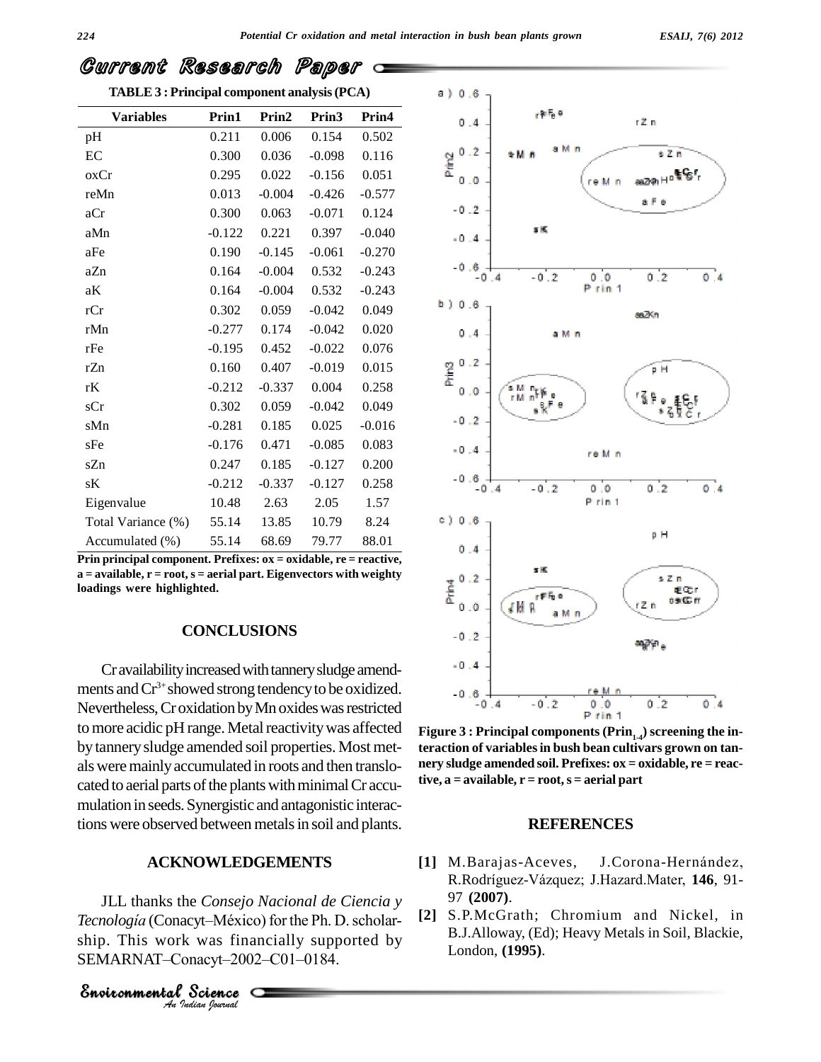**TABLE 3 : Principal component analysis (PCA)**

| Variables | Prin1 | Prin2 | Prin3 | Prin4 |
|---|---|---|---|---|
| pH | 0.211 | 0.006 | 0.154 | 0.502 |
| EC | 0.300 | 0.036 | -0.098 | 0.116 |
| oxCr | 0.295 | 0.022 | -0.156 | 0.051 |
| reMn | 0.013 | -0.004 | -0.426 | -0.577 |
| aCr | 0.300 | 0.063 | -0.071 | 0.124 |
| aMn | -0.122 | 0.221 | 0.397 | -0.040 |
| aFe | 0.190 | -0.145 | -0.061 | -0.270 |
| aZn | 0.164 | -0.004 | 0.532 | -0.243 |
| aK | 0.164 | -0.004 | 0.532 | -0.243 |
| rCr | 0.302 | 0.059 | -0.042 | 0.049 |
| rMn | -0.277 | 0.174 | -0.042 | 0.020 |
| rFe | -0.195 | 0.452 | -0.022 | 0.076 |
| rZn | 0.160 | 0.407 | -0.019 | 0.015 |
| rK | -0.212 | -0.337 | 0.004 | 0.258 |
| sCr | 0.302 | 0.059 | -0.042 | 0.049 |
| sMn | -0.281 | 0.185 | 0.025 | -0.016 |
| sFe | -0.176 | 0.471 | -0.085 | 0.083 |
| sZn | 0.247 | 0.185 | -0.127 | 0.200 |
| sK | -0.212 | -0.337 | -0.127 | 0.258 |
| Eigenvalue | 10.48 | 2.63 | 2.05 | 1.57 |
| Total Variance (%) | 55.14 | 13.85 | 10.79 | 8.24 |
| Accumulated (%) | 55.14 | 68.69 | 79.77 | 88.01 |

**Prin principal component. Prefixes: ox = oxidable, re = reactive, a = available, r = root, s = aerial part. Eigenvectors with weighty loadings were highlighted.**

## CONCLUSIONS

Cr availability increased with tannery sludge amendments and $Cr^{3+}$ showed strong tendency to be oxidized. Nevertheless, Cr oxidation by Mn oxides was restricted to more acidic pH range. Metal reactivity was affected by tannery sludge amended soil properties. Most metals were mainly accumulated in roots and then translocated to aerial parts of the plants with minimal Cr accumulation in seeds. Synergistic and antagonistic interactions were observed between metals in soil and plants.

## ACKNOWLEDGEMENTS

JLL thanks the *Consejo Nacional de Ciencia y Tecnología* (Conacyt–México) for the Ph. D. scholarship. This work was financially supported by SEMARNAT–Conacyt–2002–C01–0184.

**Figure 3 : Principal components ($Prin_{1-4}$) screening the interaction of variables in bush bean cultivars grown on tannery sludge amended soil. Prefixes: ox = oxidable, re = reactive, a = available, r = root, s = aerial part**

## REFERENCES

[1] M.Barajas-Aceves, J.Corona-Hernández, R.Rodríguez-Vázquez; J.Hazard.Mater, **146**, 91-97 **(2007)**.

[2] S.P.McGrath; Chromium and Nickel, in B.J.Alloway, (Ed); Heavy Metals in Soil, Blackie, London, **(1995)**.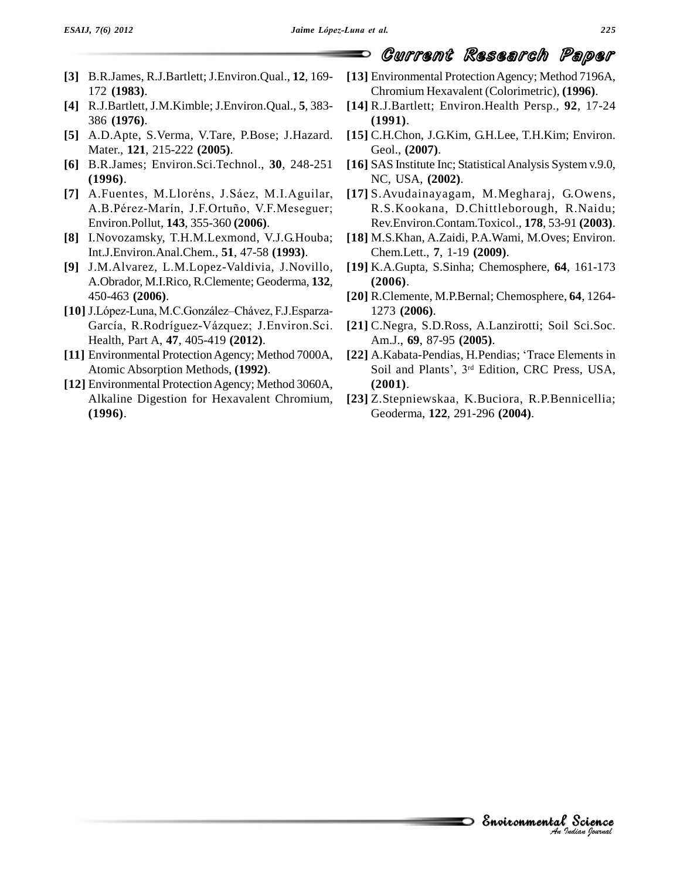**[3]** B.R.James, R.J.Bartlett; J.Environ.Qual., **12**, 169-172 **(1983)**.

**[4]** R.J.Bartlett, J.M.Kimble; J.Environ.Qual., **5**, 383-386 **(1976)**.

**[5]** A.D.Apte, S.Verma, V.Tare, P.Bose; J.Hazard. Mater., **121**, 215-222 **(2005)**.

**[6]** B.R.James; Environ.Sci.Technol., **30**, 248-251 **(1996)**.

**[7]** A.Fuentes, M.Lloréns, J.Sáez, M.I.Aguilar, A.B.Pérez-Marín, J.F.Ortuño, V.F.Meseguer; Environ.Pollut, **143**, 355-360 **(2006)**.

**[8]** I.Novozamsky, T.H.M.Lexmond, V.J.G.Houba; Int.J.Environ.Anal.Chem., **51**, 47-58 **(1993)**.

**[9]** J.M.Alvarez, L.M.Lopez-Valdivia, J.Novillo, A.Obrador, M.I.Rico, R.Clemente; Geoderma, **132**, 450-463 **(2006)**.

**[10]** J.López-Luna, M.C.González–Chávez, F.J.Esparza-García, R.Rodríguez-Vázquez; J.Environ.Sci. Health, Part A, **47**, 405-419 **(2012)**.

**[11]** Environmental Protection Agency; Method 7000A, Atomic Absorption Methods, **(1992)**.

**[12]** Environmental Protection Agency; Method 3060A, Alkaline Digestion for Hexavalent Chromium, **(1996)**.

**[13]** Environmental Protection Agency; Method 7196A, Chromium Hexavalent (Colorimetric), **(1996)**.

**[14]** R.J.Bartlett; Environ.Health Persp., **92**, 17-24 **(1991)**.

**[15]** C.H.Chon, J.G.Kim, G.H.Lee, T.H.Kim; Environ. Geol., **(2007)**.

**[16]** SAS Institute Inc; Statistical Analysis System v.9.0, NC, USA, **(2002)**.

**[17]** S.Avudainayagam, M.Megharaj, G.Owens, R.S.Kookana, D.Chittleborough, R.Naidu; Rev.Environ.Contam.Toxicol., **178**, 53-91 **(2003)**.

**[18]** M.S.Khan, A.Zaidi, P.A.Wami, M.Oves; Environ. Chem.Lett., **7**, 1-19 **(2009)**.

**[19]** K.A.Gupta, S.Sinha; Chemosphere, **64**, 161-173 **(2006)**.

**[20]** R.Clemente, M.P.Bernal; Chemosphere, **64**, 1264-1273 **(2006)**.

**[21]** C.Negra, S.D.Ross, A.Lanzirotti; Soil Sci.Soc. Am.J., **69**, 87-95 **(2005)**.

**[22]** A.Kabata-Pendias, H.Pendias; 'Trace Elements in Soil and Plants', 3rd Edition, CRC Press, USA, **(2001)**.

**[23]** Z.Stepniewskaa, K.Buciora, R.P.Bennicellia; Geoderma, **122**, 291-296 **(2004)**.